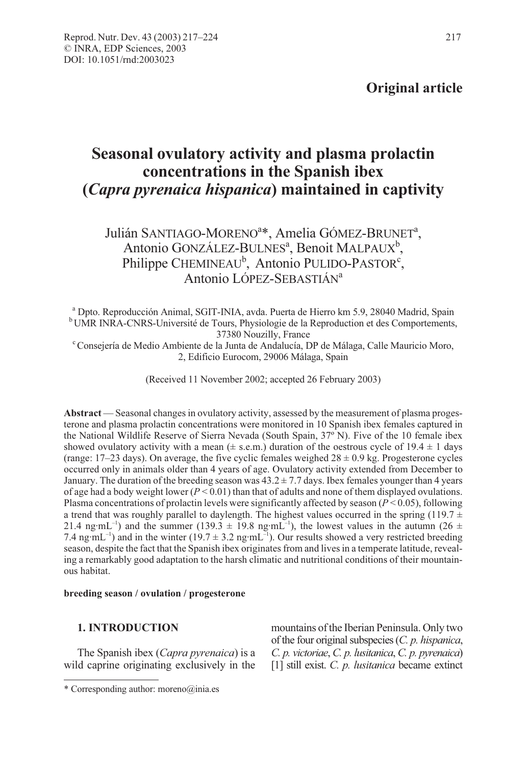**Original article**

# Seasonal ovulatory activity and plasma prolactin concentrations in the Spanish ibex (*Capra pyrenaica hispanica*) maintained in captivity

Julián SANTIAGO-MORENO[a]*, Amelia GÓMEZ-BRUNET[a], Antonio GONZÁLEZ-BULNES[a], Benoit MALPAUX[b], Philippe CHEMINEAU[b], Antonio PULIDO-PASTOR[c], Antonio LÓPEZ-SEBASTIÁN[a]

[a] Dpto. Reproducción Animal, SGIT-INIA, avda. Puerta de Hierro km 5.9, 28040 Madrid, Spain
[b] UMR INRA-CNRS-Université de Tours, Physiologie de la Reproduction et des Comportements, 37380 Nouzilly, France
[c] Consejería de Medio Ambiente de la Junta de Andalucía, DP de Málaga, Calle Mauricio Moro, 2, Edificio Eurocom, 29006 Málaga, Spain

(Received 11 November 2002; accepted 26 February 2003)

**Abstract** — Seasonal changes in ovulatory activity, assessed by the measurement of plasma progesterone and plasma prolactin concentrations were monitored in 10 Spanish ibex females captured in the National Wildlife Reserve of Sierra Nevada (South Spain, 37º N). Five of the 10 female ibex showed ovulatory activity with a mean (± s.e.m.) duration of the oestrous cycle of 19.4 ± 1 days (range: 17–23 days). On average, the five cyclic females weighed 28 ± 0.9 kg. Progesterone cycles occurred only in animals older than 4 years of age. Ovulatory activity extended from December to January. The duration of the breeding season was 43.2 ± 7.7 days. Ibex females younger than 4 years of age had a body weight lower ($P < 0.01$) than that of adults and none of them displayed ovulations. Plasma concentrations of prolactin levels were significantly affected by season ($P < 0.05$), following a trend that was roughly parallel to daylength. The highest values occurred in the spring (119.7 ± 21.4 $ng{\cdot}mL^{-1}$) and the summer (139.3 ± 19.8 $ng{\cdot}mL^{-1}$), the lowest values in the autumn (26 ± 7.4 $ng{\cdot}mL^{-1}$) and in the winter (19.7 ± 3.2 $ng{\cdot}mL^{-1}$). Our results showed a very restricted breeding season, despite the fact that the Spanish ibex originates from and lives in a temperate latitude, revealing a remarkably good adaptation to the harsh climatic and nutritional conditions of their mountainous habitat.

**breeding season / ovulation / progesterone**

## 1. INTRODUCTION

The Spanish ibex (*Capra pyrenaica*) is a wild caprine originating exclusively in the mountains of the Iberian Peninsula. Only two of the four original subspecies (*C. p. hispanica*, *C. p. victoriae*, *C. p. lusitanica*, *C. p. pyrenaica*) [1] still exist. *C. p. lusitanica* became extinct

* Corresponding author: moreno@inia.es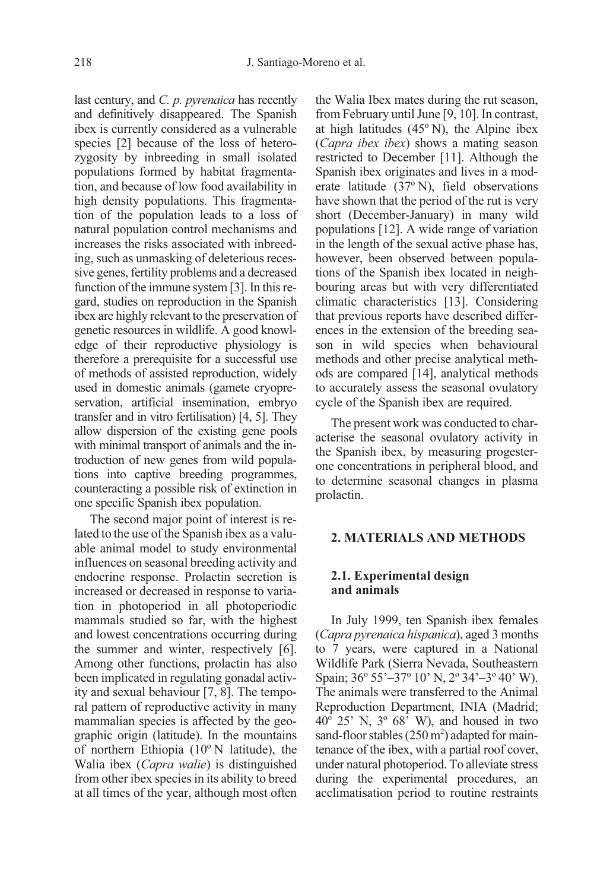last century, and *C. p. pyrenaica* has recently and definitively disappeared. The Spanish ibex is currently considered as a vulnerable species [2] because of the loss of heterozygosity by inbreeding in small isolated populations formed by habitat fragmentation, and because of low food availability in high density populations. This fragmentation of the population leads to a loss of natural population control mechanisms and increases the risks associated with inbreeding, such as unmasking of deleterious recessive genes, fertility problems and a decreased function of the immune system [3]. In this regard, studies on reproduction in the Spanish ibex are highly relevant to the preservation of genetic resources in wildlife. A good knowledge of their reproductive physiology is therefore a prerequisite for a successful use of methods of assisted reproduction, widely used in domestic animals (gamete cryopreservation, artificial insemination, embryo transfer and in vitro fertilisation) [4, 5]. They allow dispersion of the existing gene pools with minimal transport of animals and the introduction of new genes from wild populations into captive breeding programmes, counteracting a possible risk of extinction in one specific Spanish ibex population.

The second major point of interest is related to the use of the Spanish ibex as a valuable animal model to study environmental influences on seasonal breeding activity and endocrine response. Prolactin secretion is increased or decreased in response to variation in photoperiod in all photoperiodic mammals studied so far, with the highest and lowest concentrations occurring during the summer and winter, respectively [6]. Among other functions, prolactin has also been implicated in regulating gonadal activity and sexual behaviour [7, 8]. The temporal pattern of reproductive activity in many mammalian species is affected by the geographic origin (latitude). In the mountains of northern Ethiopia (10º N latitude), the Walia ibex (*Capra walie*) is distinguished from other ibex species in its ability to breed at all times of the year, although most often the Walia Ibex mates during the rut season, from February until June [9, 10]. In contrast, at high latitudes (45º N), the Alpine ibex (*Capra ibex ibex*) shows a mating season restricted to December [11]. Although the Spanish ibex originates and lives in a moderate latitude (37º N), field observations have shown that the period of the rut is very short (December-January) in many wild populations [12]. A wide range of variation in the length of the sexual active phase has, however, been observed between populations of the Spanish ibex located in neighbouring areas but with very differentiated climatic characteristics [13]. Considering that previous reports have described differences in the extension of the breeding season in wild species when behavioural methods and other precise analytical methods are compared [14], analytical methods to accurately assess the seasonal ovulatory cycle of the Spanish ibex are required.

The present work was conducted to characterise the seasonal ovulatory activity in the Spanish ibex, by measuring progesterone concentrations in peripheral blood, and to determine seasonal changes in plasma prolactin.

## 2. MATERIALS AND METHODS

### 2.1. Experimental design and animals

In July 1999, ten Spanish ibex females (*Capra pyrenaica hispanica*), aged 3 months to 7 years, were captured in a National Wildlife Park (Sierra Nevada, Southeastern Spain; 36º 55'–37º 10' N, 2º 34'–3º 40' W). The animals were transferred to the Animal Reproduction Department, INIA (Madrid; 40º 25' N, 3º 68' W), and housed in two sand-floor stables (250 m$^2$) adapted for maintenance of the ibex, with a partial roof cover, under natural photoperiod. To alleviate stress during the experimental procedures, an acclimatisation period to routine restraints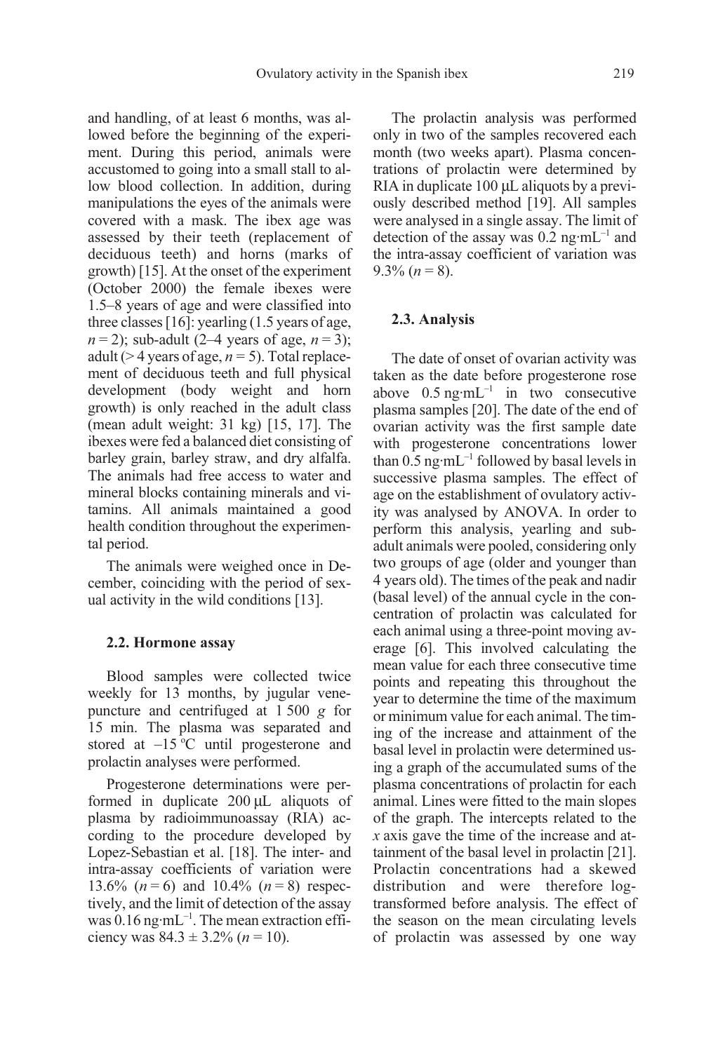and handling, of at least 6 months, was allowed before the beginning of the experiment. During this period, animals were accustomed to going into a small stall to allow blood collection. In addition, during manipulations the eyes of the animals were covered with a mask. The ibex age was assessed by their teeth (replacement of deciduous teeth) and horns (marks of growth) [15]. At the onset of the experiment (October 2000) the female ibexes were 1.5–8 years of age and were classified into three classes [16]: yearling (1.5 years of age, $n = 2$); sub-adult (2–4 years of age, $n = 3$); adult (> 4 years of age, $n = 5$). Total replacement of deciduous teeth and full physical development (body weight and horn growth) is only reached in the adult class (mean adult weight: 31 kg) [15, 17]. The ibexes were fed a balanced diet consisting of barley grain, barley straw, and dry alfalfa. The animals had free access to water and mineral blocks containing minerals and vitamins. All animals maintained a good health condition throughout the experimental period.

The animals were weighed once in December, coinciding with the period of sexual activity in the wild conditions [13].

### 2.2. Hormone assay

Blood samples were collected twice weekly for 13 months, by jugular venepuncture and centrifuged at 1 500 $g$ for 15 min. The plasma was separated and stored at –15 ºC until progesterone and prolactin analyses were performed.

Progesterone determinations were performed in duplicate 200 μL aliquots of plasma by radioimmunoassay (RIA) according to the procedure developed by Lopez-Sebastian et al. [18]. The inter- and intra-assay coefficients of variation were 13.6% ($n = 6$) and 10.4% ($n = 8$) respectively, and the limit of detection of the assay was 0.16 ng·mL$^{-1}$. The mean extraction efficiency was 84.3 ± 3.2% ($n = 10$).

The prolactin analysis was performed only in two of the samples recovered each month (two weeks apart). Plasma concentrations of prolactin were determined by RIA in duplicate 100 μL aliquots by a previously described method [19]. All samples were analysed in a single assay. The limit of detection of the assay was 0.2 ng·mL$^{-1}$ and the intra-assay coefficient of variation was 9.3% ($n = 8$).

### 2.3. Analysis

The date of onset of ovarian activity was taken as the date before progesterone rose above 0.5 ng·mL$^{-1}$ in two consecutive plasma samples [20]. The date of the end of ovarian activity was the first sample date with progesterone concentrations lower than 0.5 ng·mL$^{-1}$ followed by basal levels in successive plasma samples. The effect of age on the establishment of ovulatory activity was analysed by ANOVA. In order to perform this analysis, yearling and sub-adult animals were pooled, considering only two groups of age (older and younger than 4 years old). The times of the peak and nadir (basal level) of the annual cycle in the concentration of prolactin was calculated for each animal using a three-point moving average [6]. This involved calculating the mean value for each three consecutive time points and repeating this throughout the year to determine the time of the maximum or minimum value for each animal. The timing of the increase and attainment of the basal level in prolactin were determined using a graph of the accumulated sums of the plasma concentrations of prolactin for each animal. Lines were fitted to the main slopes of the graph. The intercepts related to the $x$ axis gave the time of the increase and attainment of the basal level in prolactin [21]. Prolactin concentrations had a skewed distribution and were therefore log-transformed before analysis. The effect of the season on the mean circulating levels of prolactin was assessed by one way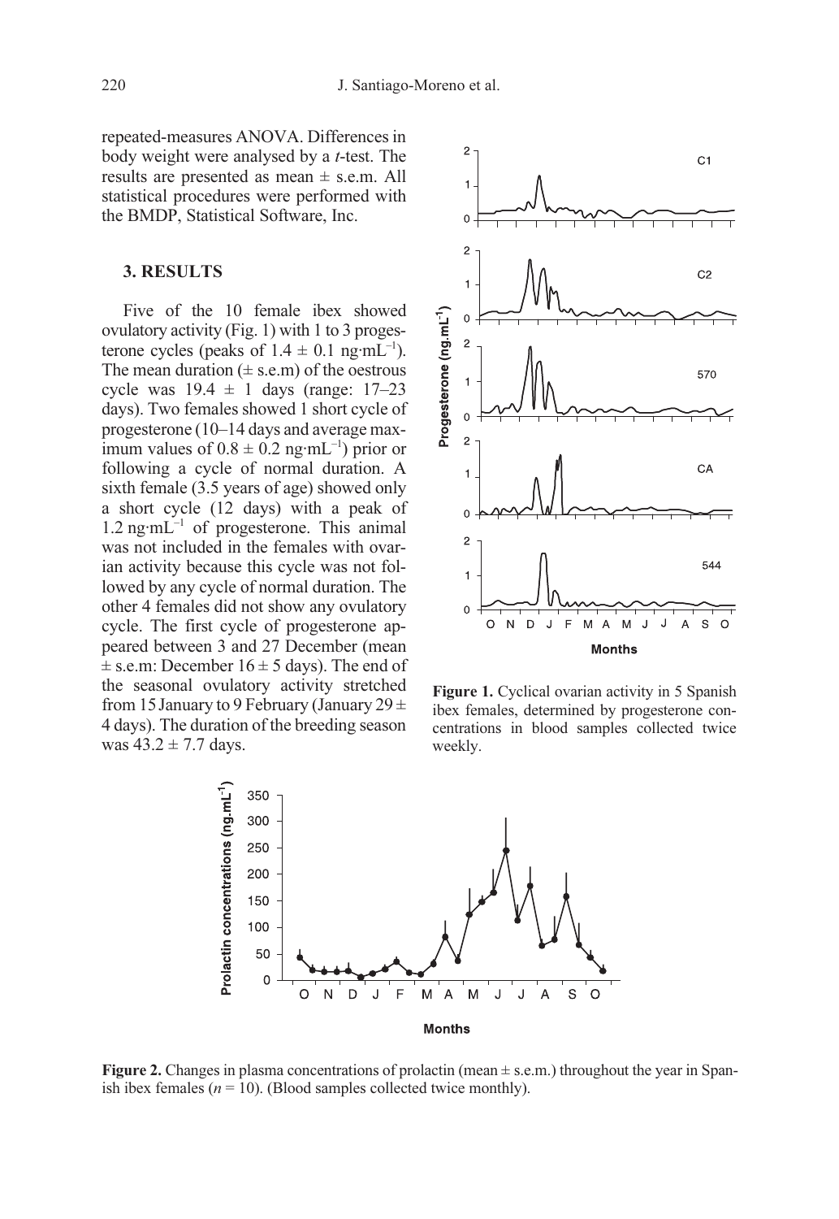repeated-measures ANOVA. Differences in body weight were analysed by a *t*-test. The results are presented as mean ± s.e.m. All statistical procedures were performed with the BMDP, Statistical Software, Inc.

## 3. RESULTS

Five of the 10 female ibex showed ovulatory activity (Fig. 1) with 1 to 3 progesterone cycles (peaks of 1.4 ± 0.1 ng·mL$^{-1}$). The mean duration (± s.e.m) of the oestrous cycle was 19.4 ± 1 days (range: 17–23 days). Two females showed 1 short cycle of progesterone (10–14 days and average maximum values of 0.8 ± 0.2 ng·mL$^{-1}$) prior or following a cycle of normal duration. A sixth female (3.5 years of age) showed only a short cycle (12 days) with a peak of 1.2 ng·mL$^{-1}$ of progesterone. This animal was not included in the females with ovarian activity because this cycle was not followed by any cycle of normal duration. The other 4 females did not show any ovulatory cycle. The first cycle of progesterone appeared between 3 and 27 December (mean ± s.e.m: December 16 ± 5 days). The end of the seasonal ovulatory activity stretched from 15 January to 9 February (January 29 ± 4 days). The duration of the breeding season was 43.2 ± 7.7 days.

**Figure 1.** Cyclical ovarian activity in 5 Spanish ibex females, determined by progesterone concentrations in blood samples collected twice weekly.

**Figure 2.** Changes in plasma concentrations of prolactin (mean ± s.e.m.) throughout the year in Spanish ibex females ($n$ = 10). (Blood samples collected twice monthly).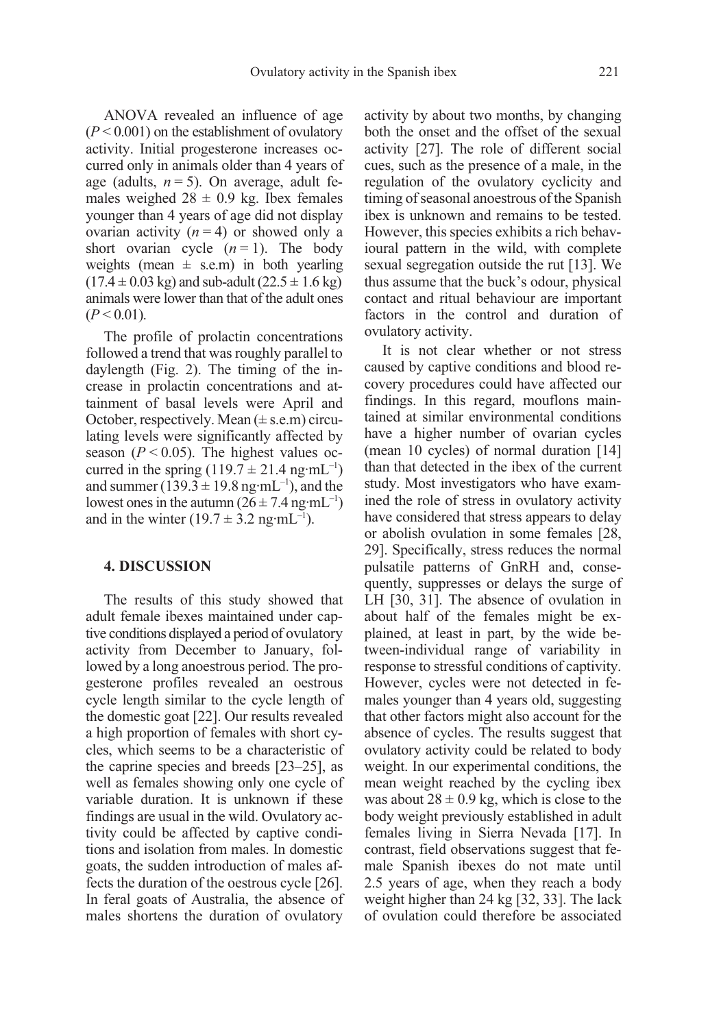ANOVA revealed an influence of age ($P < 0.001$) on the establishment of ovulatory activity. Initial progesterone increases occurred only in animals older than 4 years of age (adults, $n = 5$). On average, adult females weighed $28 \pm 0.9$ kg. Ibex females younger than 4 years of age did not display ovarian activity ($n = 4$) or showed only a short ovarian cycle ($n = 1$). The body weights (mean $\pm$ s.e.m) in both yearling ($17.4 \pm 0.03$ kg) and sub-adult ($22.5 \pm 1.6$ kg) animals were lower than that of the adult ones ($P < 0.01$).

The profile of prolactin concentrations followed a trend that was roughly parallel to daylength (Fig. 2). The timing of the increase in prolactin concentrations and attainment of basal levels were April and October, respectively. Mean ($\pm$ s.e.m) circulating levels were significantly affected by season ($P < 0.05$). The highest values occurred in the spring ($119.7 \pm 21.4$ ng·mL$^{-1}$) and summer ($139.3 \pm 19.8$ ng·mL$^{-1}$), and the lowest ones in the autumn ($26 \pm 7.4$ ng·mL$^{-1}$) and in the winter ($19.7 \pm 3.2$ ng·mL$^{-1}$).

## 4. DISCUSSION

The results of this study showed that adult female ibexes maintained under captive conditions displayed a period of ovulatory activity from December to January, followed by a long anoestrous period. The progesterone profiles revealed an oestrous cycle length similar to the cycle length of the domestic goat [22]. Our results revealed a high proportion of females with short cycles, which seems to be a characteristic of the caprine species and breeds [23–25], as well as females showing only one cycle of variable duration. It is unknown if these findings are usual in the wild. Ovulatory activity could be affected by captive conditions and isolation from males. In domestic goats, the sudden introduction of males affects the duration of the oestrous cycle [26]. In feral goats of Australia, the absence of males shortens the duration of ovulatory activity by about two months, by changing both the onset and the offset of the sexual activity [27]. The role of different social cues, such as the presence of a male, in the regulation of the ovulatory cyclicity and timing of seasonal anoestrous of the Spanish ibex is unknown and remains to be tested. However, this species exhibits a rich behavioural pattern in the wild, with complete sexual segregation outside the rut [13]. We thus assume that the buck's odour, physical contact and ritual behaviour are important factors in the control and duration of ovulatory activity.

It is not clear whether or not stress caused by captive conditions and blood recovery procedures could have affected our findings. In this regard, mouflons maintained at similar environmental conditions have a higher number of ovarian cycles (mean 10 cycles) of normal duration [14] than that detected in the ibex of the current study. Most investigators who have examined the role of stress in ovulatory activity have considered that stress appears to delay or abolish ovulation in some females [28, 29]. Specifically, stress reduces the normal pulsatile patterns of GnRH and, consequently, suppresses or delays the surge of LH [30, 31]. The absence of ovulation in about half of the females might be explained, at least in part, by the wide between-individual range of variability in response to stressful conditions of captivity. However, cycles were not detected in females younger than 4 years old, suggesting that other factors might also account for the absence of cycles. The results suggest that ovulatory activity could be related to body weight. In our experimental conditions, the mean weight reached by the cycling ibex was about $28 \pm 0.9$ kg, which is close to the body weight previously established in adult females living in Sierra Nevada [17]. In contrast, field observations suggest that female Spanish ibexes do not mate until 2.5 years of age, when they reach a body weight higher than 24 kg [32, 33]. The lack of ovulation could therefore be associated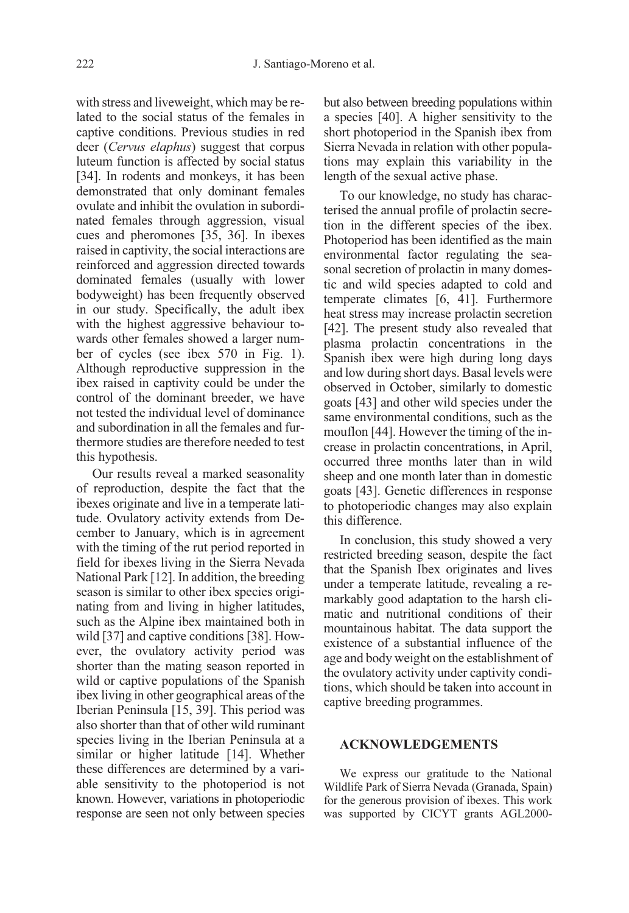with stress and liveweight, which may be related to the social status of the females in captive conditions. Previous studies in red deer (*Cervus elaphus*) suggest that corpus luteum function is affected by social status [34]. In rodents and monkeys, it has been demonstrated that only dominant females ovulate and inhibit the ovulation in subordinated females through aggression, visual cues and pheromones [35, 36]. In ibexes raised in captivity, the social interactions are reinforced and aggression directed towards dominated females (usually with lower bodyweight) has been frequently observed in our study. Specifically, the adult ibex with the highest aggressive behaviour towards other females showed a larger number of cycles (see ibex 570 in Fig. 1). Although reproductive suppression in the ibex raised in captivity could be under the control of the dominant breeder, we have not tested the individual level of dominance and subordination in all the females and furthermore studies are therefore needed to test this hypothesis.

Our results reveal a marked seasonality of reproduction, despite the fact that the ibexes originate and live in a temperate latitude. Ovulatory activity extends from December to January, which is in agreement with the timing of the rut period reported in field for ibexes living in the Sierra Nevada National Park [12]. In addition, the breeding season is similar to other ibex species originating from and living in higher latitudes, such as the Alpine ibex maintained both in wild [37] and captive conditions [38]. However, the ovulatory activity period was shorter than the mating season reported in wild or captive populations of the Spanish ibex living in other geographical areas of the Iberian Peninsula [15, 39]. This period was also shorter than that of other wild ruminant species living in the Iberian Peninsula at a similar or higher latitude [14]. Whether these differences are determined by a variable sensitivity to the photoperiod is not known. However, variations in photoperiodic response are seen not only between species but also between breeding populations within a species [40]. A higher sensitivity to the short photoperiod in the Spanish ibex from Sierra Nevada in relation with other populations may explain this variability in the length of the sexual active phase.

To our knowledge, no study has characterised the annual profile of prolactin secretion in the different species of the ibex. Photoperiod has been identified as the main environmental factor regulating the seasonal secretion of prolactin in many domestic and wild species adapted to cold and temperate climates [6, 41]. Furthermore heat stress may increase prolactin secretion [42]. The present study also revealed that plasma prolactin concentrations in the Spanish ibex were high during long days and low during short days. Basal levels were observed in October, similarly to domestic goats [43] and other wild species under the same environmental conditions, such as the mouflon [44]. However the timing of the increase in prolactin concentrations, in April, occurred three months later than in wild sheep and one month later than in domestic goats [43]. Genetic differences in response to photoperiodic changes may also explain this difference.

In conclusion, this study showed a very restricted breeding season, despite the fact that the Spanish Ibex originates and lives under a temperate latitude, revealing a remarkably good adaptation to the harsh climatic and nutritional conditions of their mountainous habitat. The data support the existence of a substantial influence of the age and body weight on the establishment of the ovulatory activity under captivity conditions, which should be taken into account in captive breeding programmes.

## ACKNOWLEDGEMENTS

We express our gratitude to the National Wildlife Park of Sierra Nevada (Granada, Spain) for the generous provision of ibexes. This work was supported by CICYT grants AGL2000-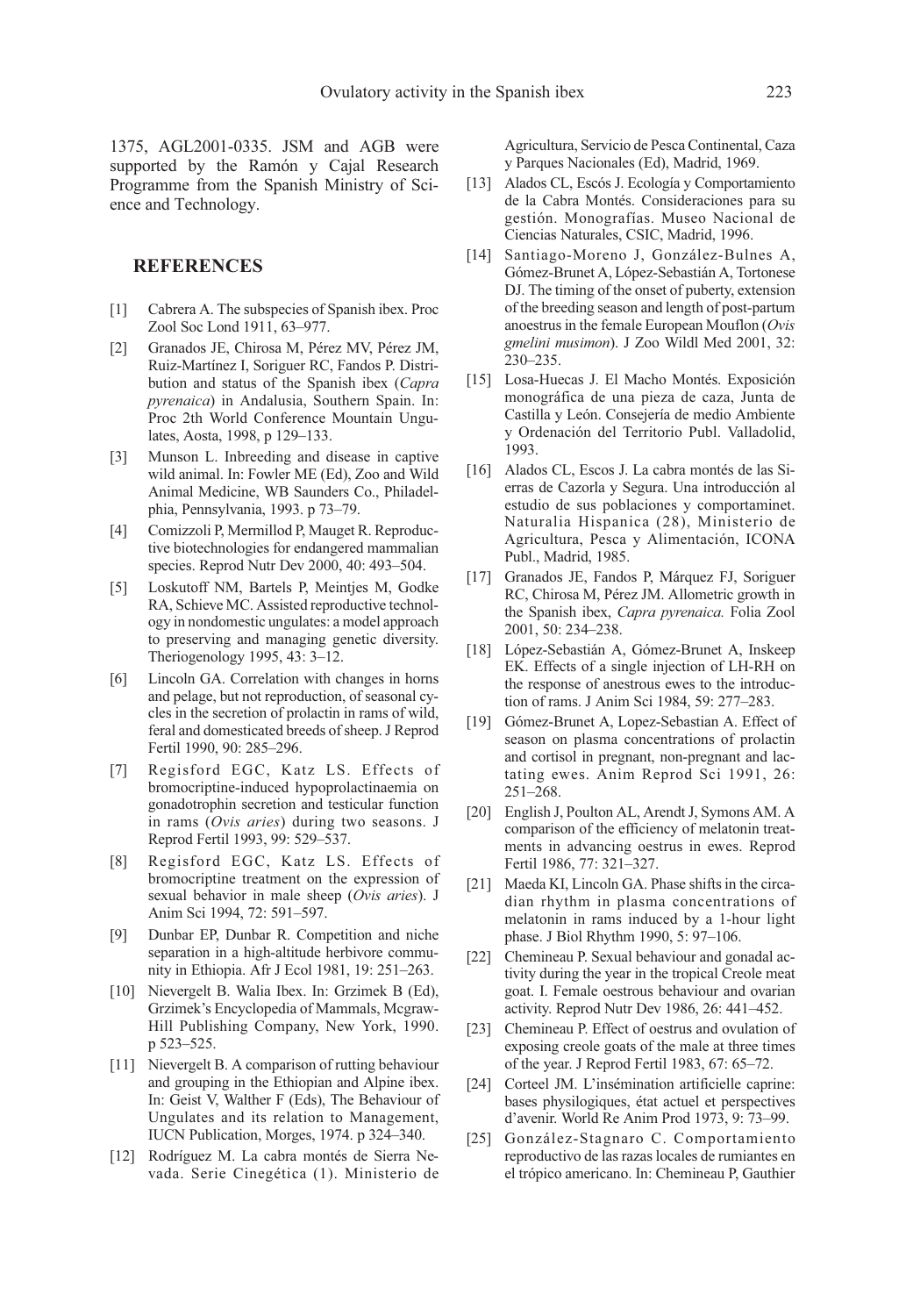1375, AGL2001-0335. JSM and AGB were supported by the Ramón y Cajal Research Programme from the Spanish Ministry of Science and Technology.

## REFERENCES

[1] Cabrera A. The subspecies of Spanish ibex. Proc Zool Soc Lond 1911, 63–977.

[2] Granados JE, Chirosa M, Pérez MV, Pérez JM, Ruiz-Martínez I, Soriguer RC, Fandos P. Distribution and status of the Spanish ibex (*Capra pyrenaica*) in Andalusia, Southern Spain. In: Proc 2th World Conference Mountain Ungulates, Aosta, 1998, p 129–133.

[3] Munson L. Inbreeding and disease in captive wild animal. In: Fowler ME (Ed), Zoo and Wild Animal Medicine, WB Saunders Co., Philadelphia, Pennsylvania, 1993. p 73–79.

[4] Comizzoli P, Mermillod P, Mauget R. Reproductive biotechnologies for endangered mammalian species. Reprod Nutr Dev 2000, 40: 493–504.

[5] Loskutoff NM, Bartels P, Meintjes M, Godke RA, Schieve MC. Assisted reproductive technology in nondomestic ungulates: a model approach to preserving and managing genetic diversity. Theriogenology 1995, 43: 3–12.

[6] Lincoln GA. Correlation with changes in horns and pelage, but not reproduction, of seasonal cycles in the secretion of prolactin in rams of wild, feral and domesticated breeds of sheep. J Reprod Fertil 1990, 90: 285–296.

[7] Regisford EGC, Katz LS. Effects of bromocriptine-induced hypoprolactinaemia on gonadotrophin secretion and testicular function in rams (*Ovis aries*) during two seasons. J Reprod Fertil 1993, 99: 529–537.

[8] Regisford EGC, Katz LS. Effects of bromocriptine treatment on the expression of sexual behavior in male sheep (*Ovis aries*). J Anim Sci 1994, 72: 591–597.

[9] Dunbar EP, Dunbar R. Competition and niche separation in a high-altitude herbivore community in Ethiopia. Afr J Ecol 1981, 19: 251–263.

[10] Nievergelt B. Walia Ibex. In: Grzimek B (Ed), Grzimek's Encyclopedia of Mammals, Mcgraw-Hill Publishing Company, New York, 1990. p 523–525.

[11] Nievergelt B. A comparison of rutting behaviour and grouping in the Ethiopian and Alpine ibex. In: Geist V, Walther F (Eds), The Behaviour of Ungulates and its relation to Management, IUCN Publication, Morges, 1974. p 324–340.

[12] Rodríguez M. La cabra montés de Sierra Nevada. Serie Cinegética (1). Ministerio de Agricultura, Servicio de Pesca Continental, Caza y Parques Nacionales (Ed), Madrid, 1969.

[13] Alados CL, Escós J. Ecología y Comportamiento de la Cabra Montés. Consideraciones para su gestión. Monografías. Museo Nacional de Ciencias Naturales, CSIC, Madrid, 1996.

[14] Santiago-Moreno J, González-Bulnes A, Gómez-Brunet A, López-Sebastián A, Tortonese DJ. The timing of the onset of puberty, extension of the breeding season and length of post-partum anoestrus in the female European Mouflon (*Ovis gmelini musimon*). J Zoo Wildl Med 2001, 32: 230–235.

[15] Losa-Huecas J. El Macho Montés. Exposición monográfica de una pieza de caza, Junta de Castilla y León. Consejería de medio Ambiente y Ordenación del Territorio Publ. Valladolid, 1993.

[16] Alados CL, Escos J. La cabra montés de las Sierras de Cazorla y Segura. Una introducción al estudio de sus poblaciones y comportaminet. Naturalia Hispanica (28), Ministerio de Agricultura, Pesca y Alimentación, ICONA Publ., Madrid, 1985.

[17] Granados JE, Fandos P, Márquez FJ, Soriguer RC, Chirosa M, Pérez JM. Allometric growth in the Spanish ibex, *Capra pyrenaica.* Folia Zool 2001, 50: 234–238.

[18] López-Sebastián A, Gómez-Brunet A, Inskeep EK. Effects of a single injection of LH-RH on the response of anestrous ewes to the introduction of rams. J Anim Sci 1984, 59: 277–283.

[19] Gómez-Brunet A, Lopez-Sebastian A. Effect of season on plasma concentrations of prolactin and cortisol in pregnant, non-pregnant and lactating ewes. Anim Reprod Sci 1991, 26: 251–268.

[20] English J, Poulton AL, Arendt J, Symons AM. A comparison of the efficiency of melatonin treatments in advancing oestrus in ewes. Reprod Fertil 1986, 77: 321–327.

[21] Maeda KI, Lincoln GA. Phase shifts in the circadian rhythm in plasma concentrations of melatonin in rams induced by a 1-hour light phase. J Biol Rhythm 1990, 5: 97–106.

[22] Chemineau P. Sexual behaviour and gonadal activity during the year in the tropical Creole meat goat. I. Female oestrous behaviour and ovarian activity. Reprod Nutr Dev 1986, 26: 441–452.

[23] Chemineau P. Effect of oestrus and ovulation of exposing creole goats of the male at three times of the year. J Reprod Fertil 1983, 67: 65–72.

[24] Corteel JM. L'insémination artificielle caprine: bases physilogiques, état actuel et perspectives d'avenir. World Re Anim Prod 1973, 9: 73–99.

[25] González-Stagnaro C. Comportamiento reproductivo de las razas locales de rumiantes en el trópico americano. In: Chemineau P, Gauthier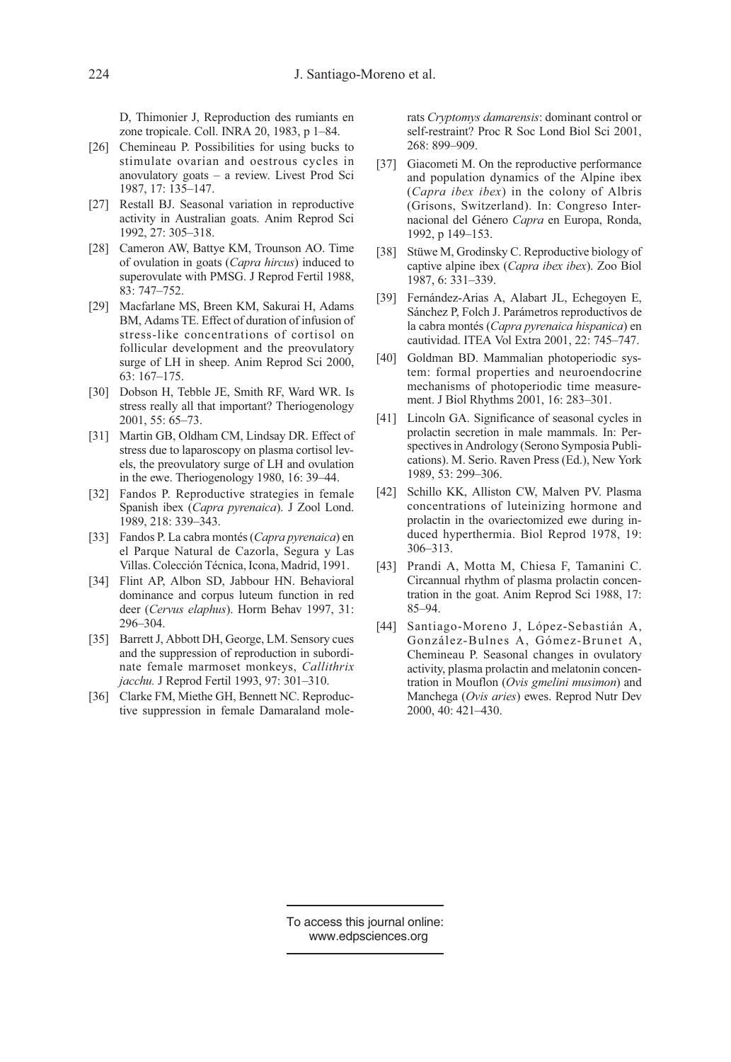D, Thimonier J, Reproduction des rumiants en zone tropicale. Coll. INRA 20, 1983, p 1–84.

[26] Chemineau P. Possibilities for using bucks to stimulate ovarian and oestrous cycles in anovulatory goats – a review. Livest Prod Sci 1987, 17: 135–147.

[27] Restall BJ. Seasonal variation in reproductive activity in Australian goats. Anim Reprod Sci 1992, 27: 305–318.

[28] Cameron AW, Battye KM, Trounson AO. Time of ovulation in goats (*Capra hircus*) induced to superovulate with PMSG. J Reprod Fertil 1988, 83: 747–752.

[29] Macfarlane MS, Breen KM, Sakurai H, Adams BM, Adams TE. Effect of duration of infusion of stress-like concentrations of cortisol on follicular development and the preovulatory surge of LH in sheep. Anim Reprod Sci 2000, 63: 167–175.

[30] Dobson H, Tebble JE, Smith RF, Ward WR. Is stress really all that important? Theriogenology 2001, 55: 65–73.

[31] Martin GB, Oldham CM, Lindsay DR. Effect of stress due to laparoscopy on plasma cortisol levels, the preovulatory surge of LH and ovulation in the ewe. Theriogenology 1980, 16: 39–44.

[32] Fandos P. Reproductive strategies in female Spanish ibex (*Capra pyrenaica*). J Zool Lond. 1989, 218: 339–343.

[33] Fandos P. La cabra montés (*Capra pyrenaica*) en el Parque Natural de Cazorla, Segura y Las Villas. Colección Técnica, Icona, Madrid, 1991.

[34] Flint AP, Albon SD, Jabbour HN. Behavioral dominance and corpus luteum function in red deer (*Cervus elaphus*). Horm Behav 1997, 31: 296–304.

[35] Barrett J, Abbott DH, George, LM. Sensory cues and the suppression of reproduction in subordinate female marmoset monkeys, *Callithrix jacchu.* J Reprod Fertil 1993, 97: 301–310.

[36] Clarke FM, Miethe GH, Bennett NC. Reproductive suppression in female Damaraland mole-rats *Cryptomys damarensis*: dominant control or self-restraint? Proc R Soc Lond Biol Sci 2001, 268: 899–909.

[37] Giacometi M. On the reproductive performance and population dynamics of the Alpine ibex (*Capra ibex ibex*) in the colony of Albris (Grisons, Switzerland). In: Congreso Internacional del Género *Capra* en Europa, Ronda, 1992, p 149–153.

[38] Stüwe M, Grodinsky C. Reproductive biology of captive alpine ibex (*Capra ibex ibex*). Zoo Biol 1987, 6: 331–339.

[39] Fernández-Arias A, Alabart JL, Echegoyen E, Sánchez P, Folch J. Parámetros reproductivos de la cabra montés (*Capra pyrenaica hispanica*) en cautividad. ITEA Vol Extra 2001, 22: 745–747.

[40] Goldman BD. Mammalian photoperiodic system: formal properties and neuroendocrine mechanisms of photoperiodic time measurement. J Biol Rhythms 2001, 16: 283–301.

[41] Lincoln GA. Significance of seasonal cycles in prolactin secretion in male mammals. In: Perspectives in Andrology (Serono Symposia Publications). M. Serio. Raven Press (Ed.), New York 1989, 53: 299–306.

[42] Schillo KK, Alliston CW, Malven PV. Plasma concentrations of luteinizing hormone and prolactin in the ovariectomized ewe during induced hyperthermia. Biol Reprod 1978, 19: 306–313.

[43] Prandi A, Motta M, Chiesa F, Tamanini C. Circannual rhythm of plasma prolactin concentration in the goat. Anim Reprod Sci 1988, 17: 85–94.

[44] Santiago-Moreno J, López-Sebastián A, González-Bulnes A, Gómez-Brunet A, Chemineau P. Seasonal changes in ovulatory activity, plasma prolactin and melatonin concentration in Mouflon (*Ovis gmelini musimon*) and Manchega (*Ovis aries*) ewes. Reprod Nutr Dev 2000, 40: 421–430.

To access this journal online:
www.edpsciences.org